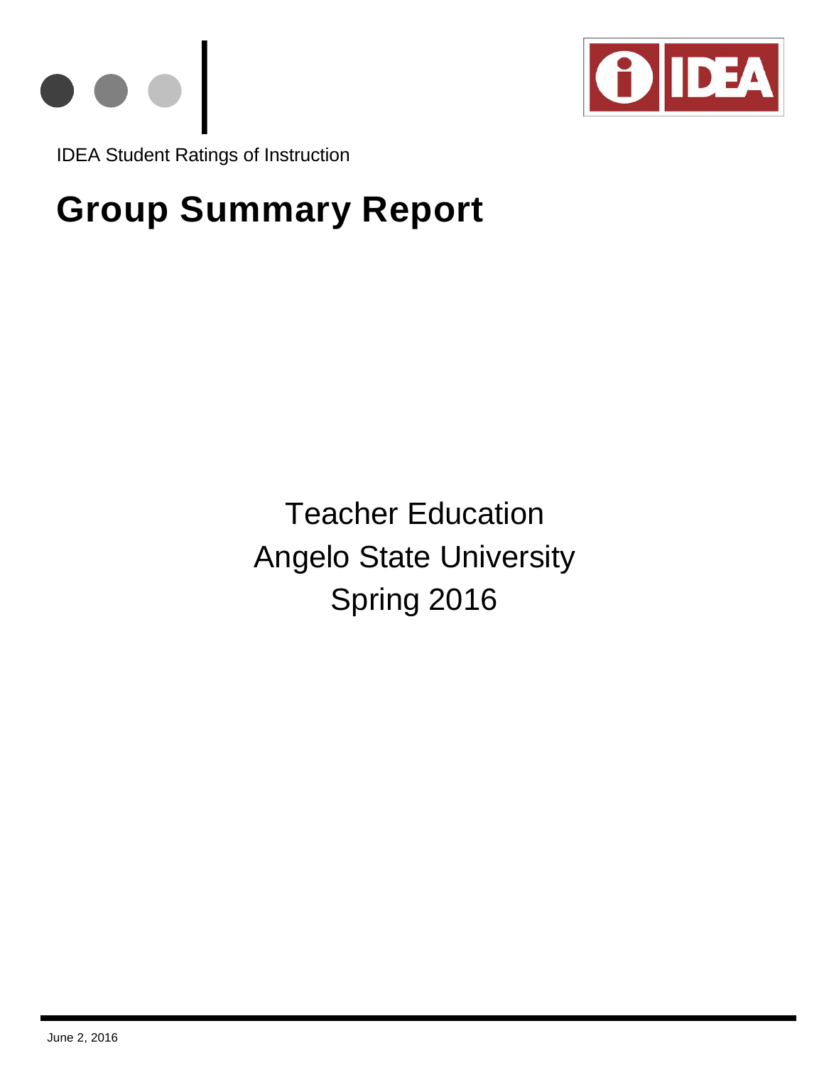IDEA Student Ratings of Instruction

# Group Summary Report

Teacher Education
Angelo State University
Spring 2016

June 2, 2016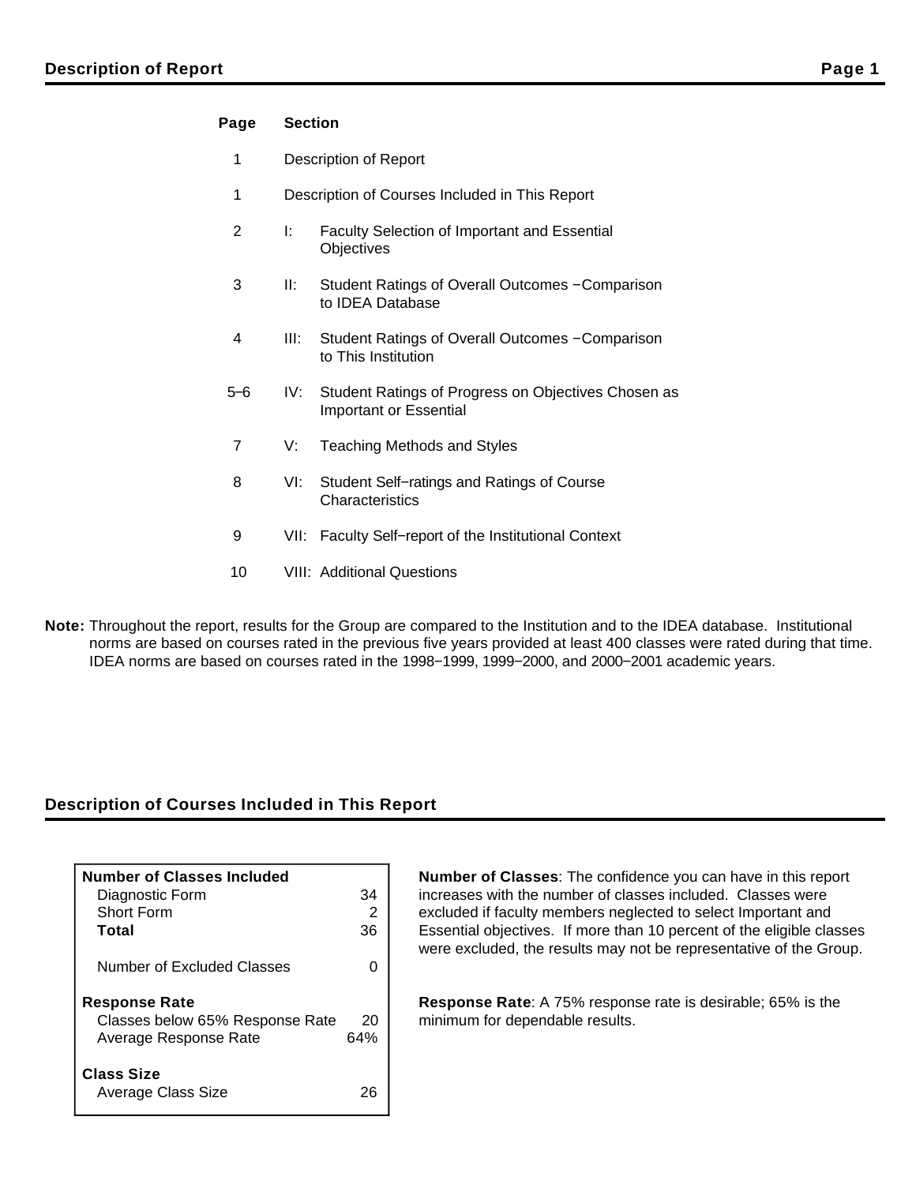## Description of Report

| Page | Section | |
|---|---|---|
| 1 | Description of Report | |
| 1 | Description of Courses Included in This Report | |
| 2 | I: | Faculty Selection of Important and Essential Objectives |
| 3 | II: | Student Ratings of Overall Outcomes −Comparison to IDEA Database |
| 4 | III: | Student Ratings of Overall Outcomes −Comparison to This Institution |
| 5–6 | IV: | Student Ratings of Progress on Objectives Chosen as Important or Essential |
| 7 | V: | Teaching Methods and Styles |
| 8 | VI: | Student Self−ratings and Ratings of Course Characteristics |
| 9 | VII: | Faculty Self−report of the Institutional Context |
| 10 | VIII: | Additional Questions |

**Note:** Throughout the report, results for the Group are compared to the Institution and to the IDEA database. Institutional norms are based on courses rated in the previous five years provided at least 400 classes were rated during that time. IDEA norms are based on courses rated in the 1998−1999, 1999−2000, and 2000−2001 academic years.

## Description of Courses Included in This Report

| | |
|---|---|
| **Number of Classes Included** | |
| Diagnostic Form | 34 |
| Short Form | 2 |
| **Total** | 36 |
| Number of Excluded Classes | 0 |
| **Response Rate** | |
| Classes below 65% Response Rate | 20 |
| Average Response Rate | 64% |
| **Class Size** | |
| Average Class Size | 26 |

**Number of Classes**: The confidence you can have in this report increases with the number of classes included. Classes were excluded if faculty members neglected to select Important and Essential objectives. If more than 10 percent of the eligible classes were excluded, the results may not be representative of the Group.

**Response Rate**: A 75% response rate is desirable; 65% is the minimum for dependable results.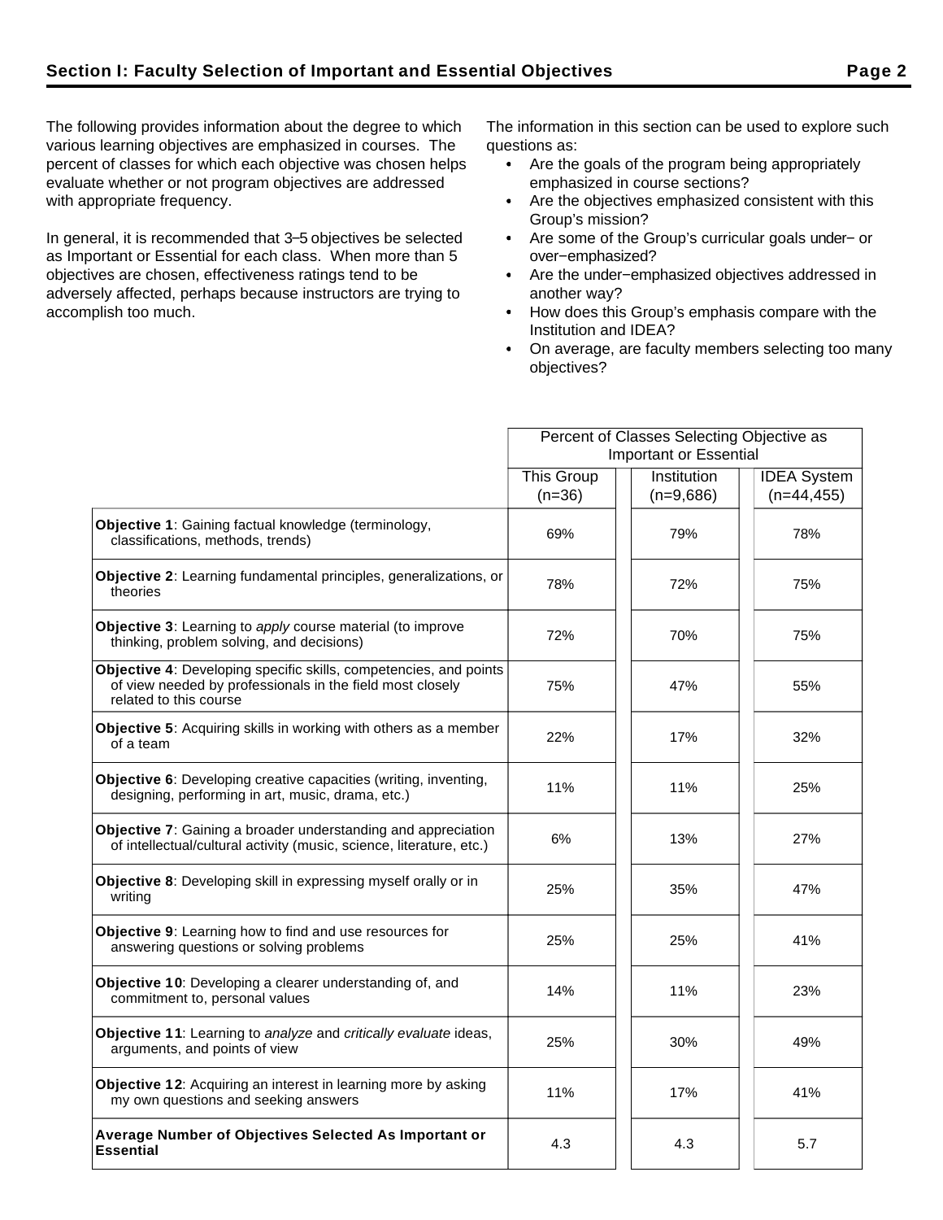## Section I: Faculty Selection of Important and Essential Objectives

The following provides information about the degree to which various learning objectives are emphasized in courses. The percent of classes for which each objective was chosen helps evaluate whether or not program objectives are addressed with appropriate frequency.

In general, it is recommended that 3–5 objectives be selected as Important or Essential for each class. When more than 5 objectives are chosen, effectiveness ratings tend to be adversely affected, perhaps because instructors are trying to accomplish too much.

The information in this section can be used to explore such questions as:

- Are the goals of the program being appropriately emphasized in course sections?
- Are the objectives emphasized consistent with this Group's mission?
- Are some of the Group's curricular goals under− or over−emphasized?
- Are the under−emphasized objectives addressed in another way?
- How does this Group's emphasis compare with the Institution and IDEA?
- On average, are faculty members selecting too many objectives?

| | Percent of Classes Selecting Objective as Important or Essential | | |
|---|---|---|---|
| | This Group (n=36) | Institution (n=9,686) | IDEA System (n=44,455) |
| **Objective 1**: Gaining factual knowledge (terminology, classifications, methods, trends) | 69% | 79% | 78% |
| **Objective 2**: Learning fundamental principles, generalizations, or theories | 78% | 72% | 75% |
| **Objective 3**: Learning to *apply* course material (to improve thinking, problem solving, and decisions) | 72% | 70% | 75% |
| **Objective 4**: Developing specific skills, competencies, and points of view needed by professionals in the field most closely related to this course | 75% | 47% | 55% |
| **Objective 5**: Acquiring skills in working with others as a member of a team | 22% | 17% | 32% |
| **Objective 6**: Developing creative capacities (writing, inventing, designing, performing in art, music, drama, etc.) | 11% | 11% | 25% |
| **Objective 7**: Gaining a broader understanding and appreciation of intellectual/cultural activity (music, science, literature, etc.) | 6% | 13% | 27% |
| **Objective 8**: Developing skill in expressing myself orally or in writing | 25% | 35% | 47% |
| **Objective 9**: Learning how to find and use resources for answering questions or solving problems | 25% | 25% | 41% |
| **Objective 10**: Developing a clearer understanding of, and commitment to, personal values | 14% | 11% | 23% |
| **Objective 11**: Learning to *analyze* and *critically evaluate* ideas, arguments, and points of view | 25% | 30% | 49% |
| **Objective 12**: Acquiring an interest in learning more by asking my own questions and seeking answers | 11% | 17% | 41% |
| **Average Number of Objectives Selected As Important or Essential** | 4.3 | 4.3 | 5.7 |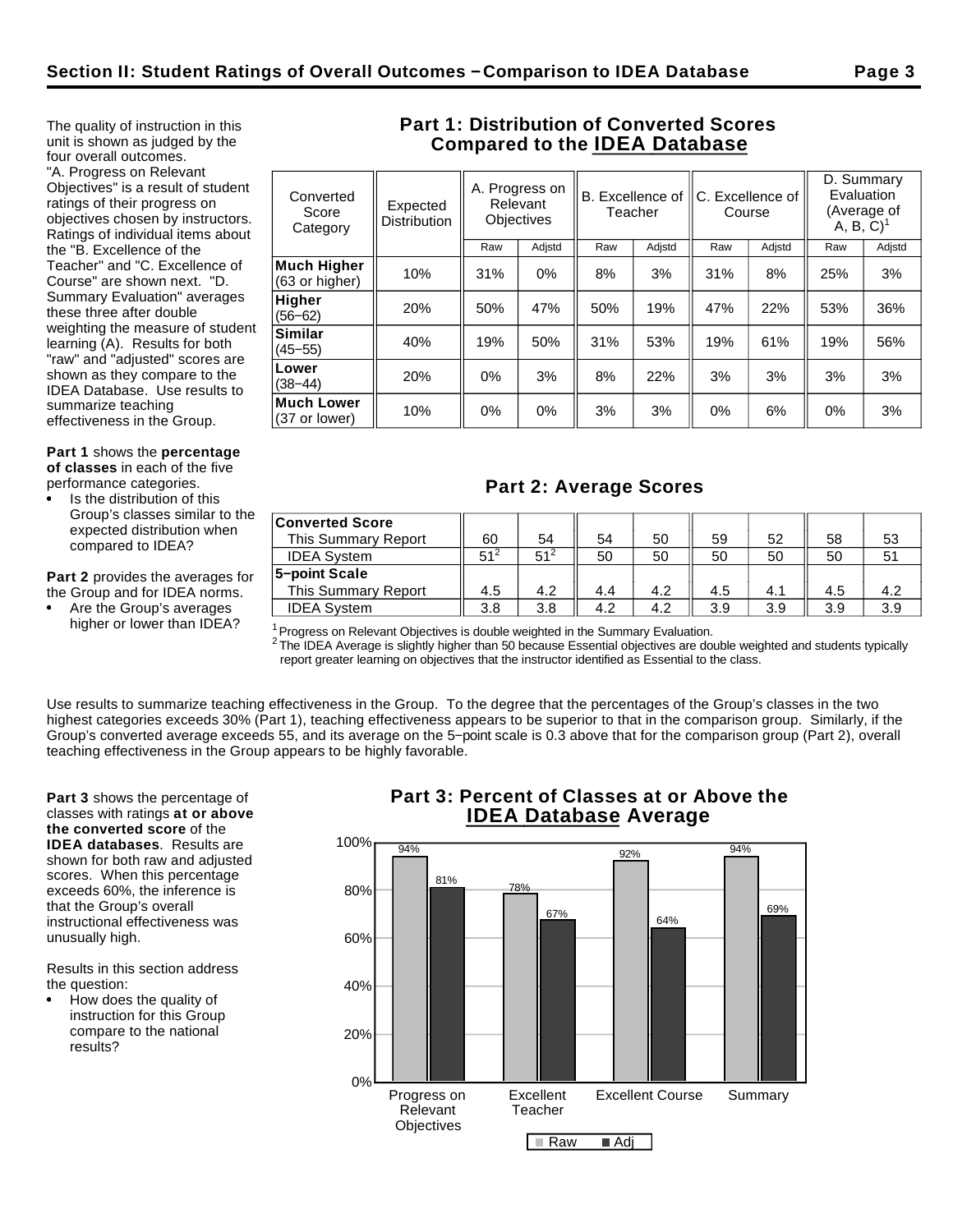## Section II: Student Ratings of Overall Outcomes – Comparison to IDEA Database

The quality of instruction in this unit is shown as judged by the four overall outcomes. "A. Progress on Relevant Objectives" is a result of student ratings of their progress on objectives chosen by instructors. Ratings of individual items about the "B. Excellence of the Teacher" and "C. Excellence of Course" are shown next. "D. Summary Evaluation" averages these three after double weighting the measure of student learning (A). Results for both "raw" and "adjusted" scores are shown as they compare to the IDEA Database. Use results to summarize teaching effectiveness in the Group.

**Part 1** shows the **percentage of classes** in each of the five performance categories.

- Is the distribution of this Group's classes similar to the expected distribution when compared to IDEA?

**Part 2** provides the averages for the Group and for IDEA norms.

- Are the Group's averages higher or lower than IDEA?

### Part 1: Distribution of Converted Scores Compared to the IDEA Database

| Converted Score Category | Expected Distribution | A. Progress on Relevant Objectives | | B. Excellence of Teacher | | C. Excellence of Course | | D. Summary Evaluation (Average of A, B, C)[1] | |
|---|---|---|---|---|---|---|---|---|---|
| | | Raw | Adjstd | Raw | Adjstd | Raw | Adjstd | Raw | Adjstd |
| **Much Higher** (63 or higher) | 10% | 31% | 0% | 8% | 3% | 31% | 8% | 25% | 3% |
| **Higher** (56–62) | 20% | 50% | 47% | 50% | 19% | 47% | 22% | 53% | 36% |
| **Similar** (45–55) | 40% | 19% | 50% | 31% | 53% | 19% | 61% | 19% | 56% |
| **Lower** (38–44) | 20% | 0% | 3% | 8% | 22% | 3% | 3% | 3% | 3% |
| **Much Lower** (37 or lower) | 10% | 0% | 0% | 3% | 3% | 0% | 6% | 0% | 3% |

### Part 2: Average Scores

| | A. Raw | A. Adjstd | B. Raw | B. Adjstd | C. Raw | C. Adjstd | D. Raw | D. Adjstd |
|---|---|---|---|---|---|---|---|---|
| **Converted Score** | | | | | | | | |
| This Summary Report | 60 | 54 | 54 | 50 | 59 | 52 | 58 | 53 |
| IDEA System | 51[2] | 51[2] | 50 | 50 | 50 | 50 | 50 | 51 |
| **5-point Scale** | | | | | | | | |
| This Summary Report | 4.5 | 4.2 | 4.4 | 4.2 | 4.5 | 4.1 | 4.5 | 4.2 |
| IDEA System | 3.8 | 3.8 | 4.2 | 4.2 | 3.9 | 3.9 | 3.9 | 3.9 |

[1] Progress on Relevant Objectives is double weighted in the Summary Evaluation.

[2] The IDEA Average is slightly higher than 50 because Essential objectives are double weighted and students typically report greater learning on objectives that the instructor identified as Essential to the class.

Use results to summarize teaching effectiveness in the Group. To the degree that the percentages of the Group's classes in the two highest categories exceeds 30% (Part 1), teaching effectiveness appears to be superior to that in the comparison group. Similarly, if the Group's converted average exceeds 55, and its average on the 5-point scale is 0.3 above that for the comparison group (Part 2), overall teaching effectiveness in the Group appears to be highly favorable.

**Part 3** shows the percentage of classes with ratings **at or above the converted score** of the **IDEA databases**. Results are shown for both raw and adjusted scores. When this percentage exceeds 60%, the inference is that the Group's overall instructional effectiveness was unusually high.

Results in this section address the question:

- How does the quality of instruction for this Group compare to the national results?

### Part 3: Percent of Classes at or Above the IDEA Database Average

| | Raw | Adj |
|---|---|---|
| Progress on Relevant Objectives | 94% | 81% |
| Excellent Teacher | 78% | 67% |
| Excellent Course | 92% | 64% |
| Summary | 94% | 69% |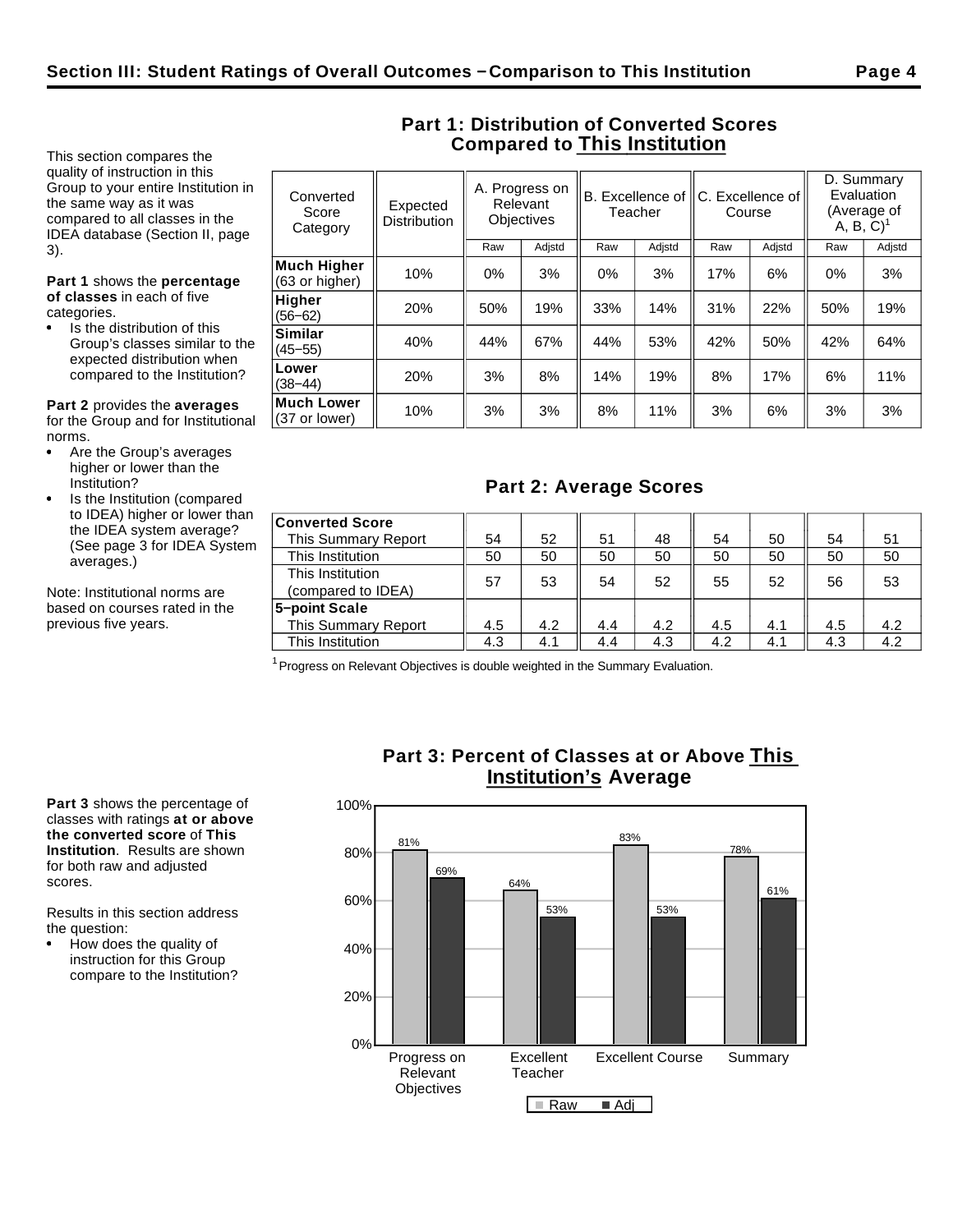## Section III: Student Ratings of Overall Outcomes – Comparison to This Institution

This section compares the quality of instruction in this Group to your entire Institution in the same way as it was compared to all classes in the IDEA database (Section II, page 3).

**Part 1** shows the **percentage of classes** in each of five categories.

- Is the distribution of this Group's classes similar to the expected distribution when compared to the Institution?

**Part 2** provides the **averages** for the Group and for Institutional norms.

- Are the Group's averages higher or lower than the Institution?
- Is the Institution (compared to IDEA) higher or lower than the IDEA system average? (See page 3 for IDEA System averages.)

Note: Institutional norms are based on courses rated in the previous five years.

### Part 1: Distribution of Converted Scores Compared to This Institution

| Converted Score Category | Expected Distribution | A. Progress on Relevant Objectives | | B. Excellence of Teacher | | C. Excellence of Course | | D. Summary Evaluation (Average of A, B, C)[1] | |
|---|---|---|---|---|---|---|---|---|---|
| | | Raw | Adjstd | Raw | Adjstd | Raw | Adjstd | Raw | Adjstd |
| **Much Higher** (63 or higher) | 10% | 0% | 3% | 0% | 3% | 17% | 6% | 0% | 3% |
| **Higher** (56–62) | 20% | 50% | 19% | 33% | 14% | 31% | 22% | 50% | 19% |
| **Similar** (45–55) | 40% | 44% | 67% | 44% | 53% | 42% | 50% | 42% | 64% |
| **Lower** (38–44) | 20% | 3% | 8% | 14% | 19% | 8% | 17% | 6% | 11% |
| **Much Lower** (37 or lower) | 10% | 3% | 3% | 8% | 11% | 3% | 6% | 3% | 3% |

### Part 2: Average Scores

| | A Raw | A Adjstd | B Raw | B Adjstd | C Raw | C Adjstd | D Raw | D Adjstd |
|---|---|---|---|---|---|---|---|---|
| **Converted Score** | | | | | | | | |
| This Summary Report | 54 | 52 | 51 | 48 | 54 | 50 | 54 | 51 |
| This Institution | 50 | 50 | 50 | 50 | 50 | 50 | 50 | 50 |
| This Institution (compared to IDEA) | 57 | 53 | 54 | 52 | 55 | 52 | 56 | 53 |
| **5–point Scale** | | | | | | | | |
| This Summary Report | 4.5 | 4.2 | 4.4 | 4.2 | 4.5 | 4.1 | 4.5 | 4.2 |
| This Institution | 4.3 | 4.1 | 4.4 | 4.3 | 4.2 | 4.1 | 4.3 | 4.2 |

[1] Progress on Relevant Objectives is double weighted in the Summary Evaluation.

**Part 3** shows the percentage of classes with ratings **at or above the converted score** of **This Institution**. Results are shown for both raw and adjusted scores.

Results in this section address the question:

- How does the quality of instruction for this Group compare to the Institution?

### Part 3: Percent of Classes at or Above This Institution's Average

| | Raw | Adj |
|---|---|---|
| Progress on Relevant Objectives | 81% | 69% |
| Excellent Teacher | 64% | 53% |
| Excellent Course | 83% | 53% |
| Summary | 78% | 61% |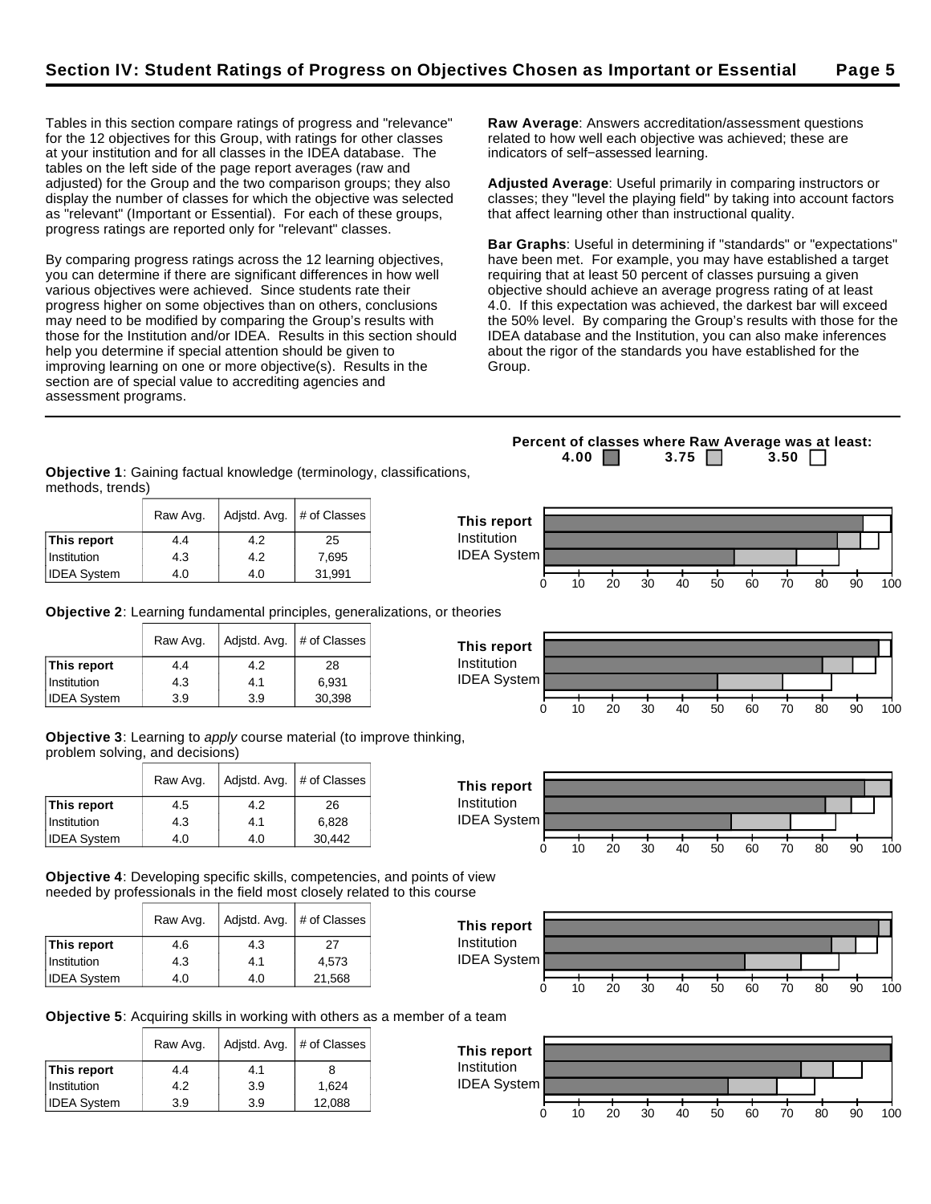## Section IV: Student Ratings of Progress on Objectives Chosen as Important or Essential

Tables in this section compare ratings of progress and "relevance" for the 12 objectives for this Group, with ratings for other classes at your institution and for all classes in the IDEA database. The tables on the left side of the page report averages (raw and adjusted) for the Group and the two comparison groups; they also display the number of classes for which the objective was selected as "relevant" (Important or Essential). For each of these groups, progress ratings are reported only for "relevant" classes.

By comparing progress ratings across the 12 learning objectives, you can determine if there are significant differences in how well various objectives were achieved. Since students rate their progress higher on some objectives than on others, conclusions may need to be modified by comparing the Group's results with those for the Institution and/or IDEA. Results in this section should help you determine if special attention should be given to improving learning on one or more objective(s). Results in the section are of special value to accrediting agencies and assessment programs.

**Raw Average**: Answers accreditation/assessment questions related to how well each objective was achieved; these are indicators of self-assessed learning.

**Adjusted Average**: Useful primarily in comparing instructors or classes; they "level the playing field" by taking into account factors that affect learning other than instructional quality.

**Bar Graphs**: Useful in determining if "standards" or "expectations" have been met. For example, you may have established a target requiring that at least 50 percent of classes pursuing a given objective should achieve an average progress rating of at least 4.0. If this expectation was achieved, the darkest bar will exceed the 50% level. By comparing the Group's results with those for the IDEA database and the Institution, you can also make inferences about the rigor of the standards you have established for the Group.

**Percent of classes where Raw Average was at least:** 4.00 (darkest bar), 3.75 (light gray bar), 3.50 (white bar)

**Objective 1**: Gaining factual knowledge (terminology, classifications, methods, trends)

| | Raw Avg. | Adjstd. Avg. | # of Classes |
|---|---|---|---|
| **This report** | 4.4 | 4.2 | 25 |
| Institution | 4.3 | 4.2 | 7,695 |
| IDEA System | 4.0 | 4.0 | 31,991 |

**Objective 2**: Learning fundamental principles, generalizations, or theories

| | Raw Avg. | Adjstd. Avg. | # of Classes |
|---|---|---|---|
| **This report** | 4.4 | 4.2 | 28 |
| Institution | 4.3 | 4.1 | 6,931 |
| IDEA System | 3.9 | 3.9 | 30,398 |

**Objective 3**: Learning to *apply* course material (to improve thinking, problem solving, and decisions)

| | Raw Avg. | Adjstd. Avg. | # of Classes |
|---|---|---|---|
| **This report** | 4.5 | 4.2 | 26 |
| Institution | 4.3 | 4.1 | 6,828 |
| IDEA System | 4.0 | 4.0 | 30,442 |

**Objective 4**: Developing specific skills, competencies, and points of view needed by professionals in the field most closely related to this course

| | Raw Avg. | Adjstd. Avg. | # of Classes |
|---|---|---|---|
| **This report** | 4.6 | 4.3 | 27 |
| Institution | 4.3 | 4.1 | 4,573 |
| IDEA System | 4.0 | 4.0 | 21,568 |

**Objective 5**: Acquiring skills in working with others as a member of a team

| | Raw Avg. | Adjstd. Avg. | # of Classes |
|---|---|---|---|
| **This report** | 4.4 | 4.1 | 8 |
| Institution | 4.2 | 3.9 | 1,624 |
| IDEA System | 3.9 | 3.9 | 12,088 |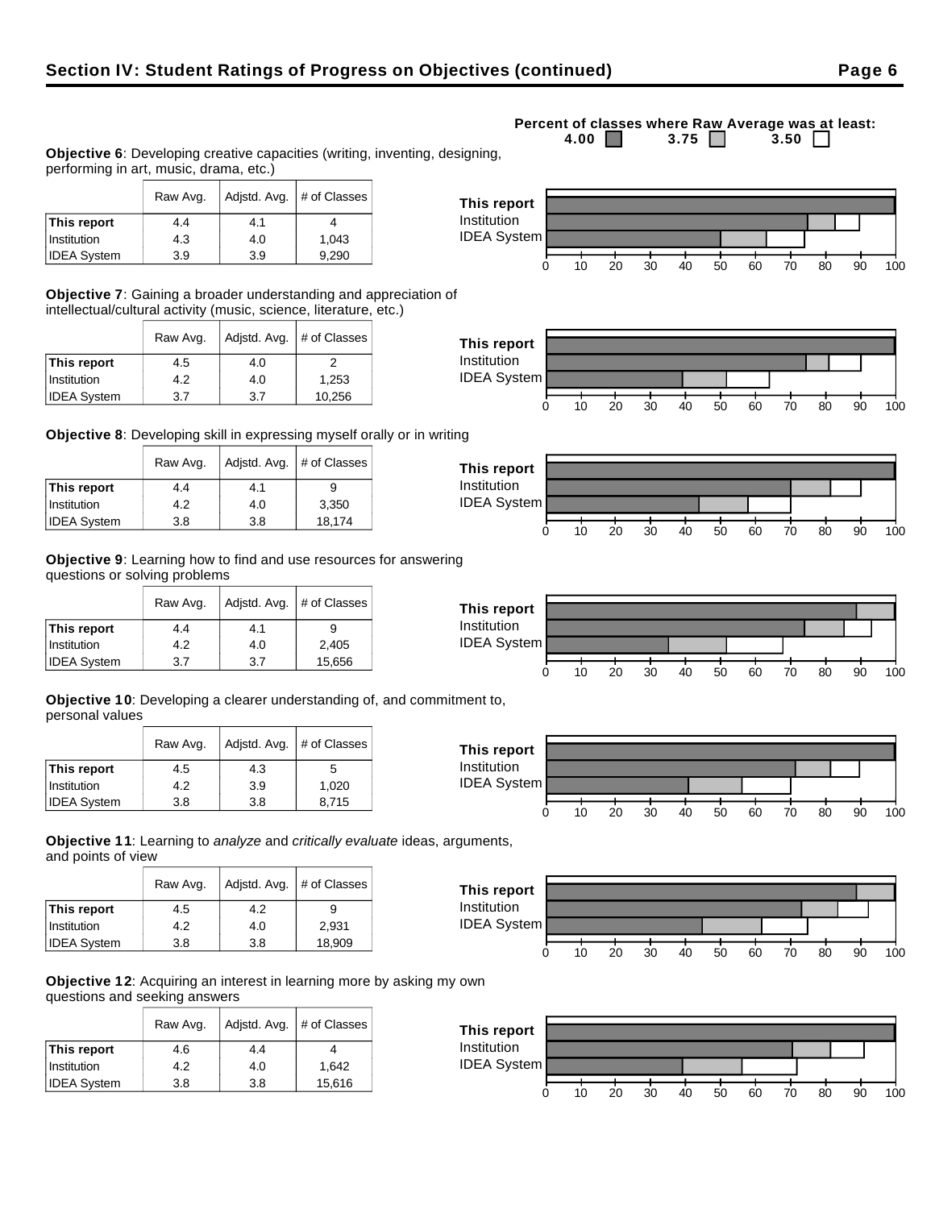## Section IV: Student Ratings of Progress on Objectives (continued)

Percent of classes where Raw Average was at least: 4.00 ■ 3.75 ■ 3.50 □

**Objective 6**: Developing creative capacities (writing, inventing, designing, performing in art, music, drama, etc.)

| | Raw Avg. | Adjstd. Avg. | # of Classes |
|---|---|---|---|
| **This report** | 4.4 | 4.1 | 4 |
| Institution | 4.3 | 4.0 | 1,043 |
| IDEA System | 3.9 | 3.9 | 9,290 |

**Objective 7**: Gaining a broader understanding and appreciation of intellectual/cultural activity (music, science, literature, etc.)

| | Raw Avg. | Adjstd. Avg. | # of Classes |
|---|---|---|---|
| **This report** | 4.5 | 4.0 | 2 |
| Institution | 4.2 | 4.0 | 1,253 |
| IDEA System | 3.7 | 3.7 | 10,256 |

**Objective 8**: Developing skill in expressing myself orally or in writing

| | Raw Avg. | Adjstd. Avg. | # of Classes |
|---|---|---|---|
| **This report** | 4.4 | 4.1 | 9 |
| Institution | 4.2 | 4.0 | 3,350 |
| IDEA System | 3.8 | 3.8 | 18,174 |

**Objective 9**: Learning how to find and use resources for answering questions or solving problems

| | Raw Avg. | Adjstd. Avg. | # of Classes |
|---|---|---|---|
| **This report** | 4.4 | 4.1 | 9 |
| Institution | 4.2 | 4.0 | 2,405 |
| IDEA System | 3.7 | 3.7 | 15,656 |

**Objective 10**: Developing a clearer understanding of, and commitment to, personal values

| | Raw Avg. | Adjstd. Avg. | # of Classes |
|---|---|---|---|
| **This report** | 4.5 | 4.3 | 5 |
| Institution | 4.2 | 3.9 | 1,020 |
| IDEA System | 3.8 | 3.8 | 8,715 |

**Objective 11**: Learning to *analyze* and *critically evaluate* ideas, arguments, and points of view

| | Raw Avg. | Adjstd. Avg. | # of Classes |
|---|---|---|---|
| **This report** | 4.5 | 4.2 | 9 |
| Institution | 4.2 | 4.0 | 2,931 |
| IDEA System | 3.8 | 3.8 | 18,909 |

**Objective 12**: Acquiring an interest in learning more by asking my own questions and seeking answers

| | Raw Avg. | Adjstd. Avg. | # of Classes |
|---|---|---|---|
| **This report** | 4.6 | 4.4 | 4 |
| Institution | 4.2 | 4.0 | 1,642 |
| IDEA System | 3.8 | 3.8 | 15,616 |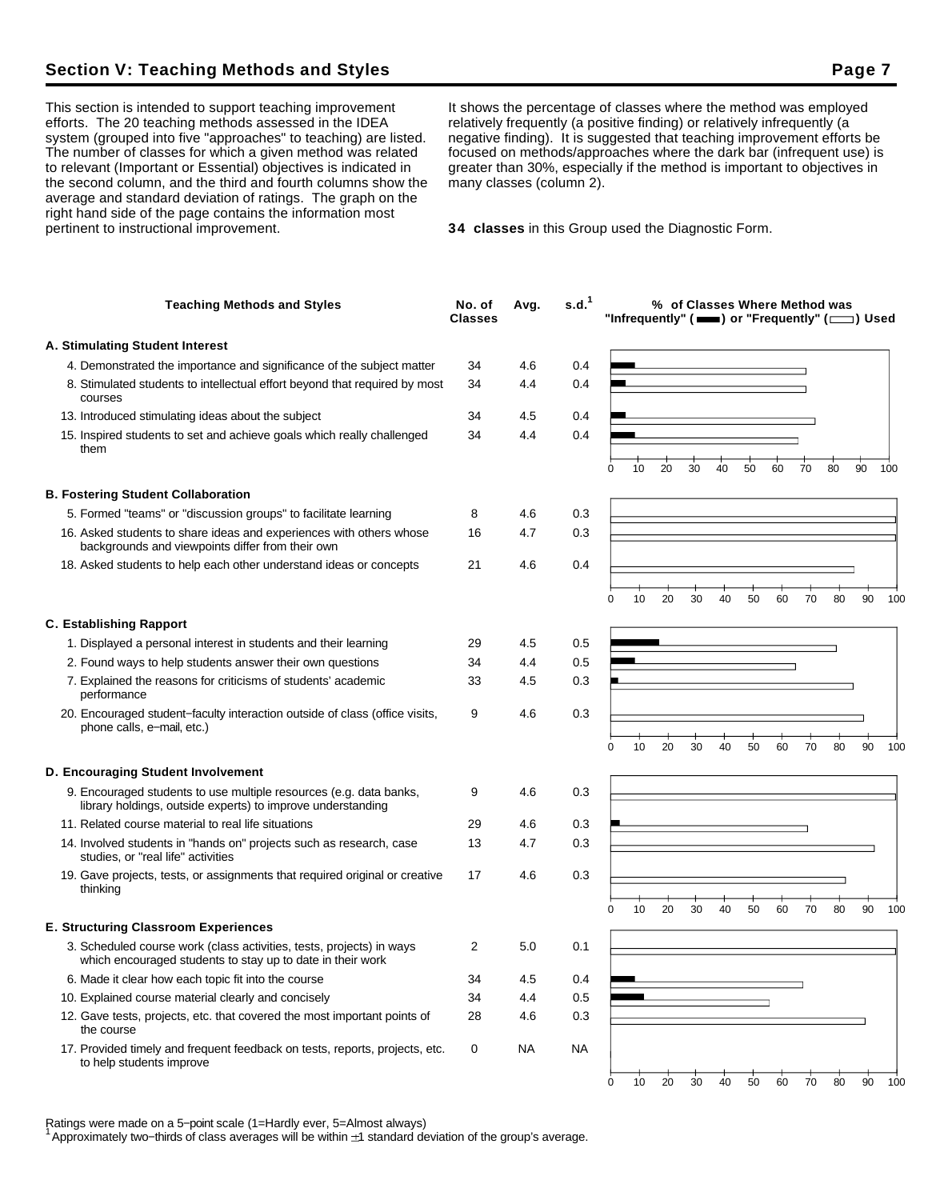## Section V: Teaching Methods and Styles

This section is intended to support teaching improvement efforts. The 20 teaching methods assessed in the IDEA system (grouped into five "approaches" to teaching) are listed. The number of classes for which a given method was related to relevant (Important or Essential) objectives is indicated in the second column, and the third and fourth columns show the average and standard deviation of ratings. The graph on the right hand side of the page contains the information most pertinent to instructional improvement. It shows the percentage of classes where the method was employed relatively frequently (a positive finding) or relatively infrequently (a negative finding). It is suggested that teaching improvement efforts be focused on methods/approaches where the dark bar (infrequent use) is greater than 30%, especially if the method is important to objectives in many classes (column 2).

**34 classes** in this Group used the Diagnostic Form.

| Teaching Methods and Styles | No. of Classes | Avg. | s.d.[1] |
|---|---|---|---|
| **A. Stimulating Student Interest** | | | |
| 4. Demonstrated the importance and significance of the subject matter | 34 | 4.6 | 0.4 |
| 8. Stimulated students to intellectual effort beyond that required by most courses | 34 | 4.4 | 0.4 |
| 13. Introduced stimulating ideas about the subject | 34 | 4.5 | 0.4 |
| 15. Inspired students to set and achieve goals which really challenged them | 34 | 4.4 | 0.4 |
| **B. Fostering Student Collaboration** | | | |
| 5. Formed "teams" or "discussion groups" to facilitate learning | 8 | 4.6 | 0.3 |
| 16. Asked students to share ideas and experiences with others whose backgrounds and viewpoints differ from their own | 16 | 4.7 | 0.3 |
| 18. Asked students to help each other understand ideas or concepts | 21 | 4.6 | 0.4 |
| **C. Establishing Rapport** | | | |
| 1. Displayed a personal interest in students and their learning | 29 | 4.5 | 0.5 |
| 2. Found ways to help students answer their own questions | 34 | 4.4 | 0.5 |
| 7. Explained the reasons for criticisms of students' academic performance | 33 | 4.5 | 0.3 |
| 20. Encouraged student-faculty interaction outside of class (office visits, phone calls, e-mail, etc.) | 9 | 4.6 | 0.3 |
| **D. Encouraging Student Involvement** | | | |
| 9. Encouraged students to use multiple resources (e.g. data banks, library holdings, outside experts) to improve understanding | 9 | 4.6 | 0.3 |
| 11. Related course material to real life situations | 29 | 4.6 | 0.3 |
| 14. Involved students in "hands on" projects such as research, case studies, or "real life" activities | 13 | 4.7 | 0.3 |
| 19. Gave projects, tests, or assignments that required original or creative thinking | 17 | 4.6 | 0.3 |
| **E. Structuring Classroom Experiences** | | | |
| 3. Scheduled course work (class activities, tests, projects) in ways which encouraged students to stay up to date in their work | 2 | 5.0 | 0.1 |
| 6. Made it clear how each topic fit into the course | 34 | 4.5 | 0.4 |
| 10. Explained course material clearly and concisely | 34 | 4.4 | 0.5 |
| 12. Gave tests, projects, etc. that covered the most important points of the course | 28 | 4.6 | 0.3 |
| 17. Provided timely and frequent feedback on tests, reports, projects, etc. to help students improve | 0 | NA | NA |

% of Classes Where Method was "Infrequently" (■) or "Frequently" (□) Used

Ratings were made on a 5-point scale (1=Hardly ever, 5=Almost always)

[1] Approximately two-thirds of class averages will be within ±1 standard deviation of the group's average.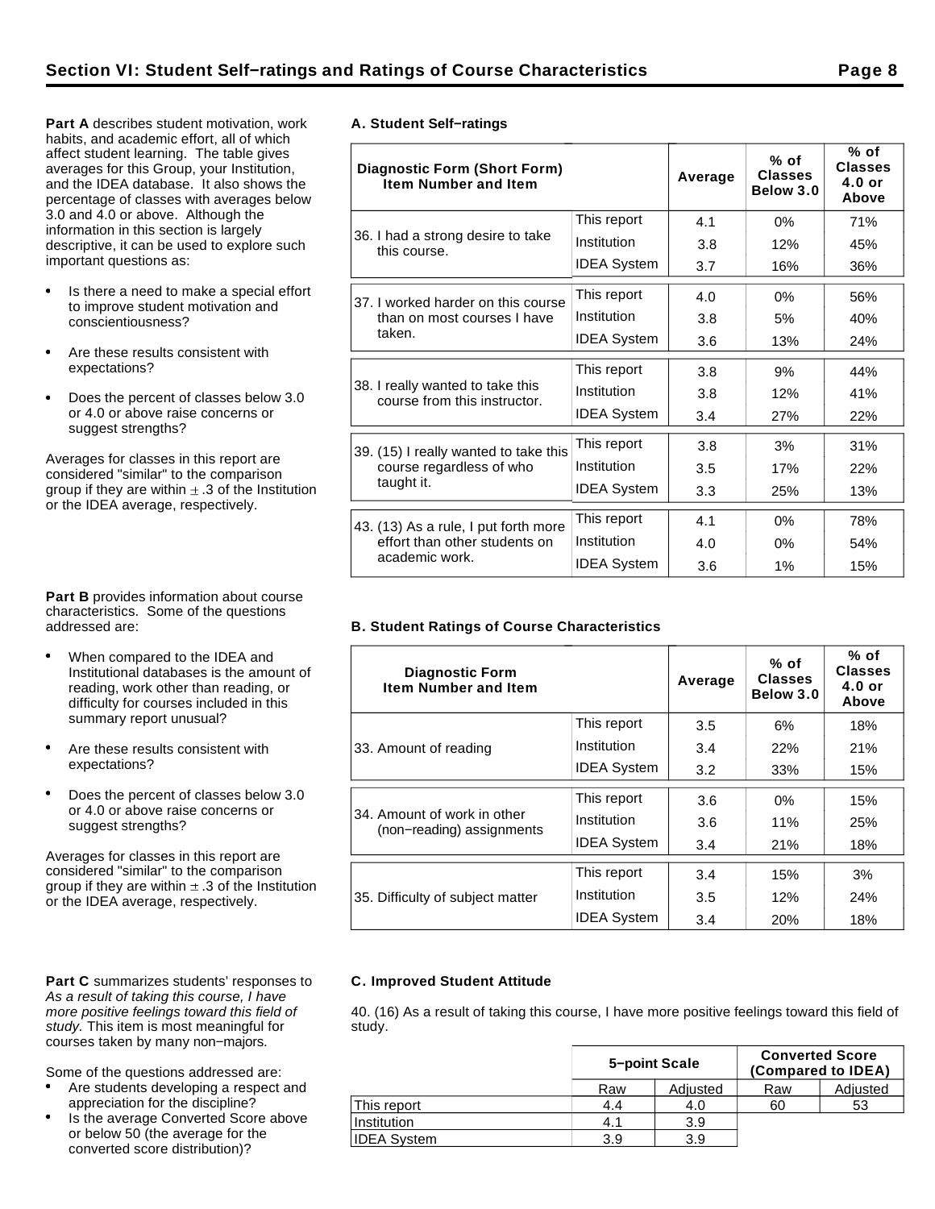## Section VI: Student Self−ratings and Ratings of Course Characteristics

**Part A** describes student motivation, work habits, and academic effort, all of which affect student learning. The table gives averages for this Group, your Institution, and the IDEA database. It also shows the percentage of classes with averages below 3.0 and 4.0 or above. Although the information in this section is largely descriptive, it can be used to explore such important questions as:

- Is there a need to make a special effort to improve student motivation and conscientiousness?
- Are these results consistent with expectations?
- Does the percent of classes below 3.0 or 4.0 or above raise concerns or suggest strengths?

Averages for classes in this report are considered "similar" to the comparison group if they are within ± .3 of the Institution or the IDEA average, respectively.

### A. Student Self−ratings

| Diagnostic Form (Short Form) Item Number and Item | | Average | % of Classes Below 3.0 | % of Classes 4.0 or Above |
|---|---|---|---|---|
| 36. I had a strong desire to take this course. | This report | 4.1 | 0% | 71% |
| | Institution | 3.8 | 12% | 45% |
| | IDEA System | 3.7 | 16% | 36% |
| 37. I worked harder on this course than on most courses I have taken. | This report | 4.0 | 0% | 56% |
| | Institution | 3.8 | 5% | 40% |
| | IDEA System | 3.6 | 13% | 24% |
| 38. I really wanted to take this course from this instructor. | This report | 3.8 | 9% | 44% |
| | Institution | 3.8 | 12% | 41% |
| | IDEA System | 3.4 | 27% | 22% |
| 39. (15) I really wanted to take this course regardless of who taught it. | This report | 3.8 | 3% | 31% |
| | Institution | 3.5 | 17% | 22% |
| | IDEA System | 3.3 | 25% | 13% |
| 43. (13) As a rule, I put forth more effort than other students on academic work. | This report | 4.1 | 0% | 78% |
| | Institution | 4.0 | 0% | 54% |
| | IDEA System | 3.6 | 1% | 15% |

**Part B** provides information about course characteristics. Some of the questions addressed are:

- When compared to the IDEA and Institutional databases is the amount of reading, work other than reading, or difficulty for courses included in this summary report unusual?
- Are these results consistent with expectations?
- Does the percent of classes below 3.0 or 4.0 or above raise concerns or suggest strengths?

Averages for classes in this report are considered "similar" to the comparison group if they are within ± .3 of the Institution or the IDEA average, respectively.

### B. Student Ratings of Course Characteristics

| Diagnostic Form Item Number and Item | | Average | % of Classes Below 3.0 | % of Classes 4.0 or Above |
|---|---|---|---|---|
| 33. Amount of reading | This report | 3.5 | 6% | 18% |
| | Institution | 3.4 | 22% | 21% |
| | IDEA System | 3.2 | 33% | 15% |
| 34. Amount of work in other (non−reading) assignments | This report | 3.6 | 0% | 15% |
| | Institution | 3.6 | 11% | 25% |
| | IDEA System | 3.4 | 21% | 18% |
| 35. Difficulty of subject matter | This report | 3.4 | 15% | 3% |
| | Institution | 3.5 | 12% | 24% |
| | IDEA System | 3.4 | 20% | 18% |

**Part C** summarizes students' responses to *As a result of taking this course, I have more positive feelings toward this field of study.* This item is most meaningful for courses taken by many non−majors.

Some of the questions addressed are:

- Are students developing a respect and appreciation for the discipline?
- Is the average Converted Score above or below 50 (the average for the converted score distribution)?

### C. Improved Student Attitude

40. (16) As a result of taking this course, I have more positive feelings toward this field of study.

| | 5−point Scale | | Converted Score (Compared to IDEA) | |
|---|---|---|---|---|
| | Raw | Adjusted | Raw | Adjusted |
| This report | 4.4 | 4.0 | 60 | 53 |
| Institution | 4.1 | 3.9 | | |
| IDEA System | 3.9 | 3.9 | | |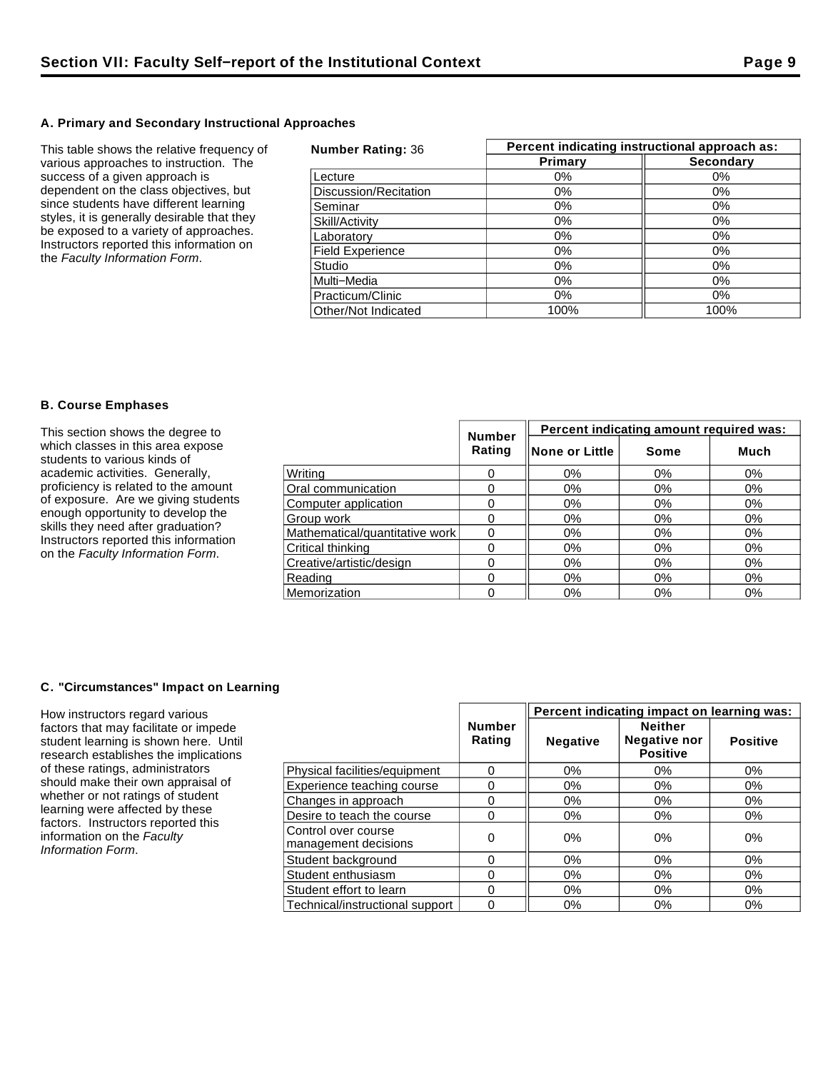## Section VII: Faculty Self–report of the Institutional Context

### A. Primary and Secondary Instructional Approaches

This table shows the relative frequency of various approaches to instruction. The success of a given approach is dependent on the class objectives, but since students have different learning styles, it is generally desirable that they be exposed to a variety of approaches. Instructors reported this information on the *Faculty Information Form*.

| **Number Rating:** 36 | Percent indicating instructional approach as: | |
|---|---|---|
| | **Primary** | **Secondary** |
| Lecture | 0% | 0% |
| Discussion/Recitation | 0% | 0% |
| Seminar | 0% | 0% |
| Skill/Activity | 0% | 0% |
| Laboratory | 0% | 0% |
| Field Experience | 0% | 0% |
| Studio | 0% | 0% |
| Multi–Media | 0% | 0% |
| Practicum/Clinic | 0% | 0% |
| Other/Not Indicated | 100% | 100% |

### B. Course Emphases

This section shows the degree to which classes in this area expose students to various kinds of academic activities. Generally, proficiency is related to the amount of exposure. Are we giving students enough opportunity to develop the skills they need after graduation? Instructors reported this information on the *Faculty Information Form*.

| | Number Rating | Percent indicating amount required was: | | |
|---|---|---|---|---|
| | | **None or Little** | **Some** | **Much** |
| Writing | 0 | 0% | 0% | 0% |
| Oral communication | 0 | 0% | 0% | 0% |
| Computer application | 0 | 0% | 0% | 0% |
| Group work | 0 | 0% | 0% | 0% |
| Mathematical/quantitative work | 0 | 0% | 0% | 0% |
| Critical thinking | 0 | 0% | 0% | 0% |
| Creative/artistic/design | 0 | 0% | 0% | 0% |
| Reading | 0 | 0% | 0% | 0% |
| Memorization | 0 | 0% | 0% | 0% |

### C. "Circumstances" Impact on Learning

How instructors regard various factors that may facilitate or impede student learning is shown here. Until research establishes the implications of these ratings, administrators should make their own appraisal of whether or not ratings of student learning were affected by these factors. Instructors reported this information on the *Faculty Information Form*.

| | Number Rating | Percent indicating impact on learning was: | | |
|---|---|---|---|---|
| | | **Negative** | **Neither Negative nor Positive** | **Positive** |
| Physical facilities/equipment | 0 | 0% | 0% | 0% |
| Experience teaching course | 0 | 0% | 0% | 0% |
| Changes in approach | 0 | 0% | 0% | 0% |
| Desire to teach the course | 0 | 0% | 0% | 0% |
| Control over course management decisions | 0 | 0% | 0% | 0% |
| Student background | 0 | 0% | 0% | 0% |
| Student enthusiasm | 0 | 0% | 0% | 0% |
| Student effort to learn | 0 | 0% | 0% | 0% |
| Technical/instructional support | 0 | 0% | 0% | 0% |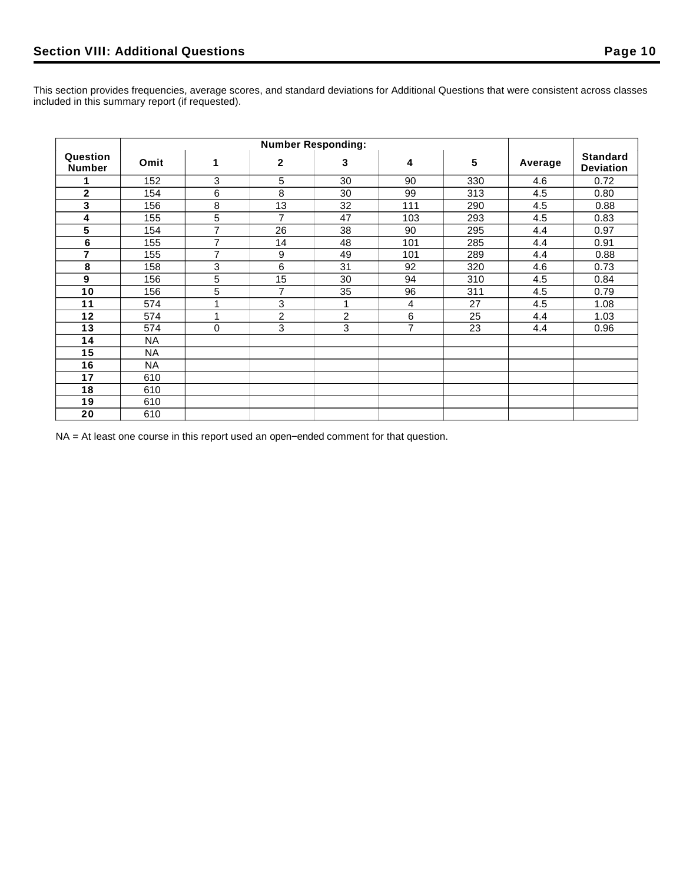## Section VIII: Additional Questions

This section provides frequencies, average scores, and standard deviations for Additional Questions that were consistent across classes included in this summary report (if requested).

| Question Number | Number Responding: | | | | | | Average | Standard Deviation |
|---|---|---|---|---|---|---|---|---|
| | Omit | 1 | 2 | 3 | 4 | 5 | | |
| **1** | 152 | 3 | 5 | 30 | 90 | 330 | 4.6 | 0.72 |
| **2** | 154 | 6 | 8 | 30 | 99 | 313 | 4.5 | 0.80 |
| **3** | 156 | 8 | 13 | 32 | 111 | 290 | 4.5 | 0.88 |
| **4** | 155 | 5 | 7 | 47 | 103 | 293 | 4.5 | 0.83 |
| **5** | 154 | 7 | 26 | 38 | 90 | 295 | 4.4 | 0.97 |
| **6** | 155 | 7 | 14 | 48 | 101 | 285 | 4.4 | 0.91 |
| **7** | 155 | 7 | 9 | 49 | 101 | 289 | 4.4 | 0.88 |
| **8** | 158 | 3 | 6 | 31 | 92 | 320 | 4.6 | 0.73 |
| **9** | 156 | 5 | 15 | 30 | 94 | 310 | 4.5 | 0.84 |
| **10** | 156 | 5 | 7 | 35 | 96 | 311 | 4.5 | 0.79 |
| **11** | 574 | 1 | 3 | 1 | 4 | 27 | 4.5 | 1.08 |
| **12** | 574 | 1 | 2 | 2 | 6 | 25 | 4.4 | 1.03 |
| **13** | 574 | 0 | 3 | 3 | 7 | 23 | 4.4 | 0.96 |
| **14** | NA | | | | | | | |
| **15** | NA | | | | | | | |
| **16** | NA | | | | | | | |
| **17** | 610 | | | | | | | |
| **18** | 610 | | | | | | | |
| **19** | 610 | | | | | | | |
| **20** | 610 | | | | | | | |

NA = At least one course in this report used an open−ended comment for that question.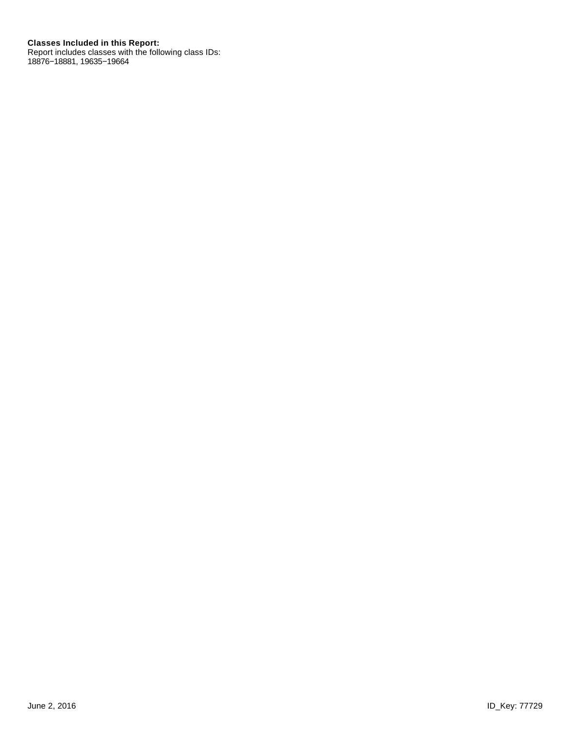**Classes Included in this Report:**
Report includes classes with the following class IDs:
18876−18881, 19635−19664